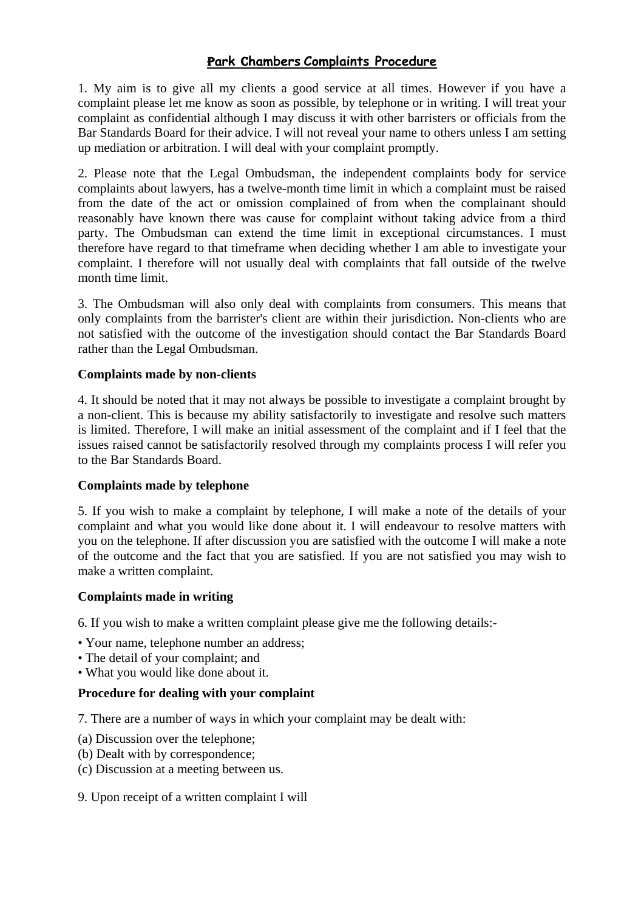# Park Chambers Complaints Procedure

1. My aim is to give all my clients a good service at all times. However if you have a complaint please let me know as soon as possible, by telephone or in writing. I will treat your complaint as confidential although I may discuss it with other barristers or officials from the Bar Standards Board for their advice. I will not reveal your name to others unless I am setting up mediation or arbitration. I will deal with your complaint promptly.

2. Please note that the Legal Ombudsman, the independent complaints body for service complaints about lawyers, has a twelve-month time limit in which a complaint must be raised from the date of the act or omission complained of from when the complainant should reasonably have known there was cause for complaint without taking advice from a third party. The Ombudsman can extend the time limit in exceptional circumstances. I must therefore have regard to that timeframe when deciding whether I am able to investigate your complaint. I therefore will not usually deal with complaints that fall outside of the twelve month time limit.

3. The Ombudsman will also only deal with complaints from consumers. This means that only complaints from the barrister's client are within their jurisdiction. Non-clients who are not satisfied with the outcome of the investigation should contact the Bar Standards Board rather than the Legal Ombudsman.

**Complaints made by non-clients**

4. It should be noted that it may not always be possible to investigate a complaint brought by a non-client. This is because my ability satisfactorily to investigate and resolve such matters is limited. Therefore, I will make an initial assessment of the complaint and if I feel that the issues raised cannot be satisfactorily resolved through my complaints process I will refer you to the Bar Standards Board.

**Complaints made by telephone**

5. If you wish to make a complaint by telephone, I will make a note of the details of your complaint and what you would like done about it. I will endeavour to resolve matters with you on the telephone. If after discussion you are satisfied with the outcome I will make a note of the outcome and the fact that you are satisfied. If you are not satisfied you may wish to make a written complaint.

**Complaints made in writing**

6. If you wish to make a written complaint please give me the following details:-

- Your name, telephone number an address;
- The detail of your complaint; and
- What you would like done about it.

**Procedure for dealing with your complaint**

7. There are a number of ways in which your complaint may be dealt with:

(a) Discussion over the telephone;
(b) Dealt with by correspondence;
(c) Discussion at a meeting between us.

9. Upon receipt of a written complaint I will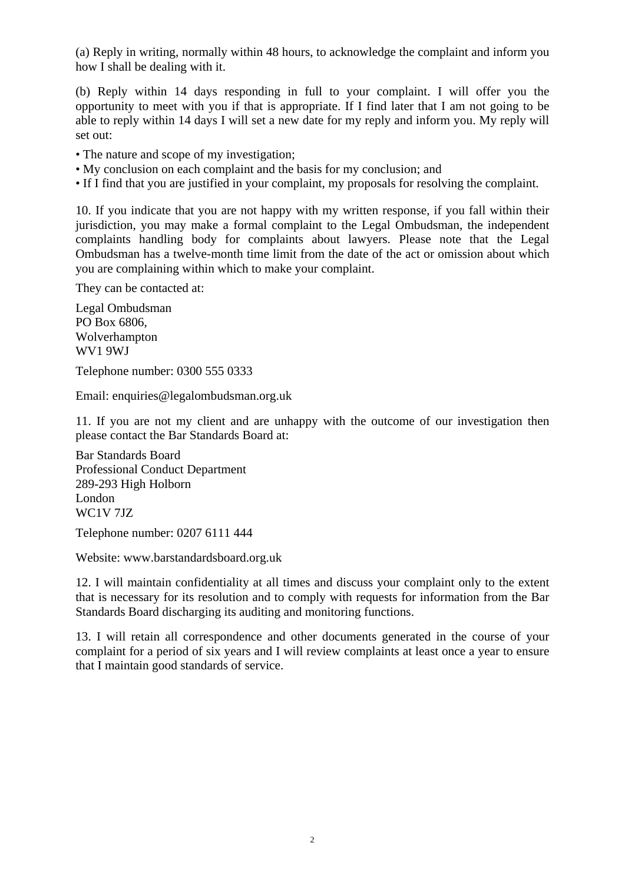(a) Reply in writing, normally within 48 hours, to acknowledge the complaint and inform you how I shall be dealing with it.

(b) Reply within 14 days responding in full to your complaint. I will offer you the opportunity to meet with you if that is appropriate. If I find later that I am not going to be able to reply within 14 days I will set a new date for my reply and inform you. My reply will set out:

- The nature and scope of my investigation;
- My conclusion on each complaint and the basis for my conclusion; and
- If I find that you are justified in your complaint, my proposals for resolving the complaint.

10. If you indicate that you are not happy with my written response, if you fall within their jurisdiction, you may make a formal complaint to the Legal Ombudsman, the independent complaints handling body for complaints about lawyers. Please note that the Legal Ombudsman has a twelve-month time limit from the date of the act or omission about which you are complaining within which to make your complaint.

They can be contacted at:

Legal Ombudsman
PO Box 6806,
Wolverhampton
WV1 9WJ

Telephone number: 0300 555 0333

Email: enquiries@legalombudsman.org.uk

11. If you are not my client and are unhappy with the outcome of our investigation then please contact the Bar Standards Board at:

Bar Standards Board
Professional Conduct Department
289-293 High Holborn
London
WC1V 7JZ

Telephone number: 0207 6111 444

Website: www.barstandardsboard.org.uk

12. I will maintain confidentiality at all times and discuss your complaint only to the extent that is necessary for its resolution and to comply with requests for information from the Bar Standards Board discharging its auditing and monitoring functions.

13. I will retain all correspondence and other documents generated in the course of your complaint for a period of six years and I will review complaints at least once a year to ensure that I maintain good standards of service.